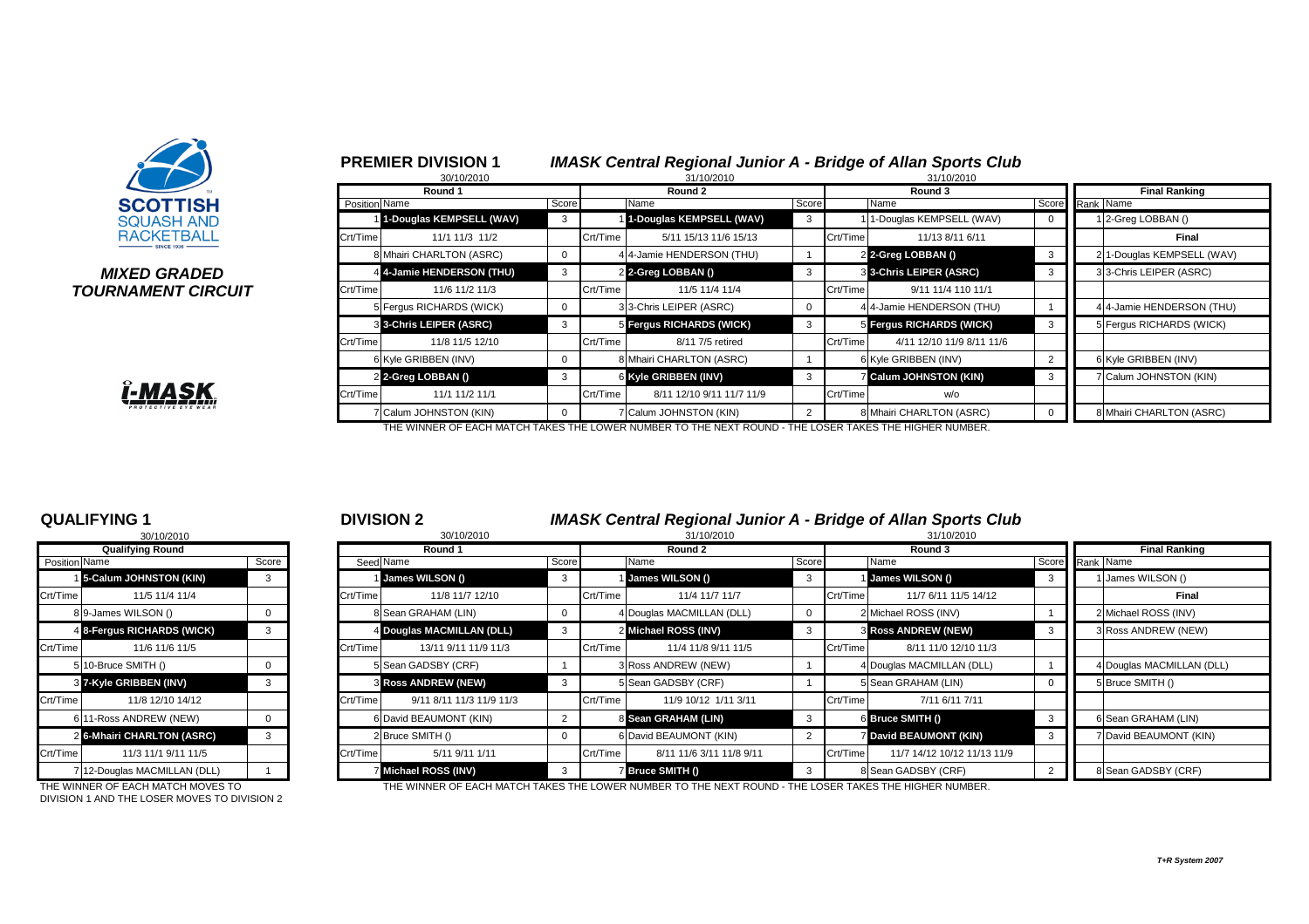**SCOTTISH SQUASH AND RACKETBALL**

***MIXED GRADED TOURNAMENT CIRCUIT***

## PREMIER DIVISION 1

### *IMASK Central Regional Junior A - Bridge of Allan Sports Club*

| Round 1 (30/10/2010) | | Score | Round 2 (31/10/2010) | | Score | Round 3 (31/10/2010) | | Score | Final Ranking | |
|---|---|---|---|---|---|---|---|---|---|---|
| Position | Name | | | Name | | | Name | | Rank | Name |
| 1 | **1-Douglas KEMPSELL (WAV)** | 3 | 1 | **1-Douglas KEMPSELL (WAV)** | 3 | 1 | 1-Douglas KEMPSELL (WAV) | 0 | 1 | 2-Greg LOBBAN () |
| Crt/Time | 11/1 11/3 11/2 | | Crt/Time | 5/11 15/13 11/6 15/13 | | Crt/Time | 11/13 8/11 6/11 | | | **Final** |
| 8 | Mhairi CHARLTON (ASRC) | 0 | 4 | 4-Jamie HENDERSON (THU) | 1 | 2 | **2-Greg LOBBAN ()** | 3 | 2 | 1-Douglas KEMPSELL (WAV) |
| 4 | **4-Jamie HENDERSON (THU)** | 3 | 2 | **2-Greg LOBBAN ()** | 3 | 3 | **3-Chris LEIPER (ASRC)** | 3 | 3 | 3-Chris LEIPER (ASRC) |
| Crt/Time | 11/6 11/2 11/3 | | Crt/Time | 11/5 11/4 11/4 | | Crt/Time | 9/11 11/4 110 11/1 | | | |
| 5 | Fergus RICHARDS (WICK) | 0 | 3 | 3-Chris LEIPER (ASRC) | 0 | 4 | 4-Jamie HENDERSON (THU) | 1 | 4 | 4-Jamie HENDERSON (THU) |
| 3 | **3-Chris LEIPER (ASRC)** | 3 | 5 | **Fergus RICHARDS (WICK)** | 3 | 5 | **Fergus RICHARDS (WICK)** | 3 | 5 | Fergus RICHARDS (WICK) |
| Crt/Time | 11/8 11/5 12/10 | | Crt/Time | 8/11 7/5 retired | | Crt/Time | 4/11 12/10 11/9 8/11 11/6 | | | |
| 6 | Kyle GRIBBEN (INV) | 0 | 8 | Mhairi CHARLTON (ASRC) | 1 | 6 | Kyle GRIBBEN (INV) | 2 | 6 | Kyle GRIBBEN (INV) |
| 2 | **2-Greg LOBBAN ()** | 3 | 6 | **Kyle GRIBBEN (INV)** | 3 | 7 | **Calum JOHNSTON (KIN)** | 3 | 7 | Calum JOHNSTON (KIN) |
| Crt/Time | 11/1 11/2 11/1 | | Crt/Time | 8/11 12/10 9/11 11/7 11/9 | | Crt/Time | w/o | | | |
| 7 | Calum JOHNSTON (KIN) | 0 | 7 | Calum JOHNSTON (KIN) | 2 | 8 | Mhairi CHARLTON (ASRC) | 0 | 8 | Mhairi CHARLTON (ASRC) |

THE WINNER OF EACH MATCH TAKES THE LOWER NUMBER TO THE NEXT ROUND - THE LOSER TAKES THE HIGHER NUMBER.

## QUALIFYING 1

30/10/2010

| Qualifying Round | | Score |
|---|---|---|
| Position | Name | |
| 1 | **5-Calum JOHNSTON (KIN)** | 3 |
| Crt/Time | 11/5 11/4 11/4 | |
| 8 | 9-James WILSON () | 0 |
| 4 | **8-Fergus RICHARDS (WICK)** | 3 |
| Crt/Time | 11/6 11/6 11/5 | |
| 5 | 10-Bruce SMITH () | 0 |
| 3 | **7-Kyle GRIBBEN (INV)** | 3 |
| Crt/Time | 11/8 12/10 14/12 | |
| 6 | 11-Ross ANDREW (NEW) | 0 |
| 2 | **6-Mhairi CHARLTON (ASRC)** | 3 |
| Crt/Time | 11/3 11/1 9/11 11/5 | |
| 7 | 12-Douglas MACMILLAN (DLL) | 1 |

THE WINNER OF EACH MATCH MOVES TO DIVISION 1 AND THE LOSER MOVES TO DIVISION 2

## DIVISION 2

### *IMASK Central Regional Junior A - Bridge of Allan Sports Club*

| Round 1 (30/10/2010) | | Score | Round 2 (31/10/2010) | | Score | Round 3 (31/10/2010) | | Score | Final Ranking | |
|---|---|---|---|---|---|---|---|---|---|---|
| Seed | Name | | | Name | | | Name | | Rank | Name |
| 1 | **James WILSON ()** | 3 | 1 | **James WILSON ()** | 3 | 1 | **James WILSON ()** | 3 | 1 | James WILSON () |
| Crt/Time | 11/8 11/7 12/10 | | Crt/Time | 11/4 11/7 11/7 | | Crt/Time | 11/7 6/11 11/5 14/12 | | | **Final** |
| 8 | Sean GRAHAM (LIN) | 0 | 4 | Douglas MACMILLAN (DLL) | 0 | 2 | Michael ROSS (INV) | 1 | 2 | Michael ROSS (INV) |
| 4 | **Douglas MACMILLAN (DLL)** | 3 | 2 | **Michael ROSS (INV)** | 3 | 3 | **Ross ANDREW (NEW)** | 3 | 3 | Ross ANDREW (NEW) |
| Crt/Time | 13/11 9/11 11/9 11/3 | | Crt/Time | 11/4 11/8 9/11 11/5 | | Crt/Time | 8/11 11/0 12/10 11/3 | | | |
| 5 | Sean GADSBY (CRF) | 1 | 3 | Ross ANDREW (NEW) | 1 | 4 | Douglas MACMILLAN (DLL) | 1 | 4 | Douglas MACMILLAN (DLL) |
| 3 | **Ross ANDREW (NEW)** | 3 | 5 | Sean GADSBY (CRF) | 1 | 5 | Sean GRAHAM (LIN) | 0 | 5 | Bruce SMITH () |
| Crt/Time | 9/11 8/11 11/3 11/9 11/3 | | Crt/Time | 11/9 10/12 1/11 3/11 | | Crt/Time | 7/11 6/11 7/11 | | | |
| 6 | David BEAUMONT (KIN) | 2 | 8 | **Sean GRAHAM (LIN)** | 3 | 6 | **Bruce SMITH ()** | 3 | 6 | Sean GRAHAM (LIN) |
| 2 | Bruce SMITH () | 0 | 6 | David BEAUMONT (KIN) | 2 | 7 | **David BEAUMONT (KIN)** | 3 | 7 | David BEAUMONT (KIN) |
| Crt/Time | 5/11 9/11 1/11 | | Crt/Time | 8/11 11/6 3/11 11/8 9/11 | | Crt/Time | 11/7 14/12 10/12 11/13 11/9 | | | |
| 7 | **Michael ROSS (INV)** | 3 | 7 | **Bruce SMITH ()** | 3 | 8 | Sean GADSBY (CRF) | 2 | 8 | Sean GADSBY (CRF) |

THE WINNER OF EACH MATCH TAKES THE LOWER NUMBER TO THE NEXT ROUND - THE LOSER TAKES THE HIGHER NUMBER.

*T+R System 2007*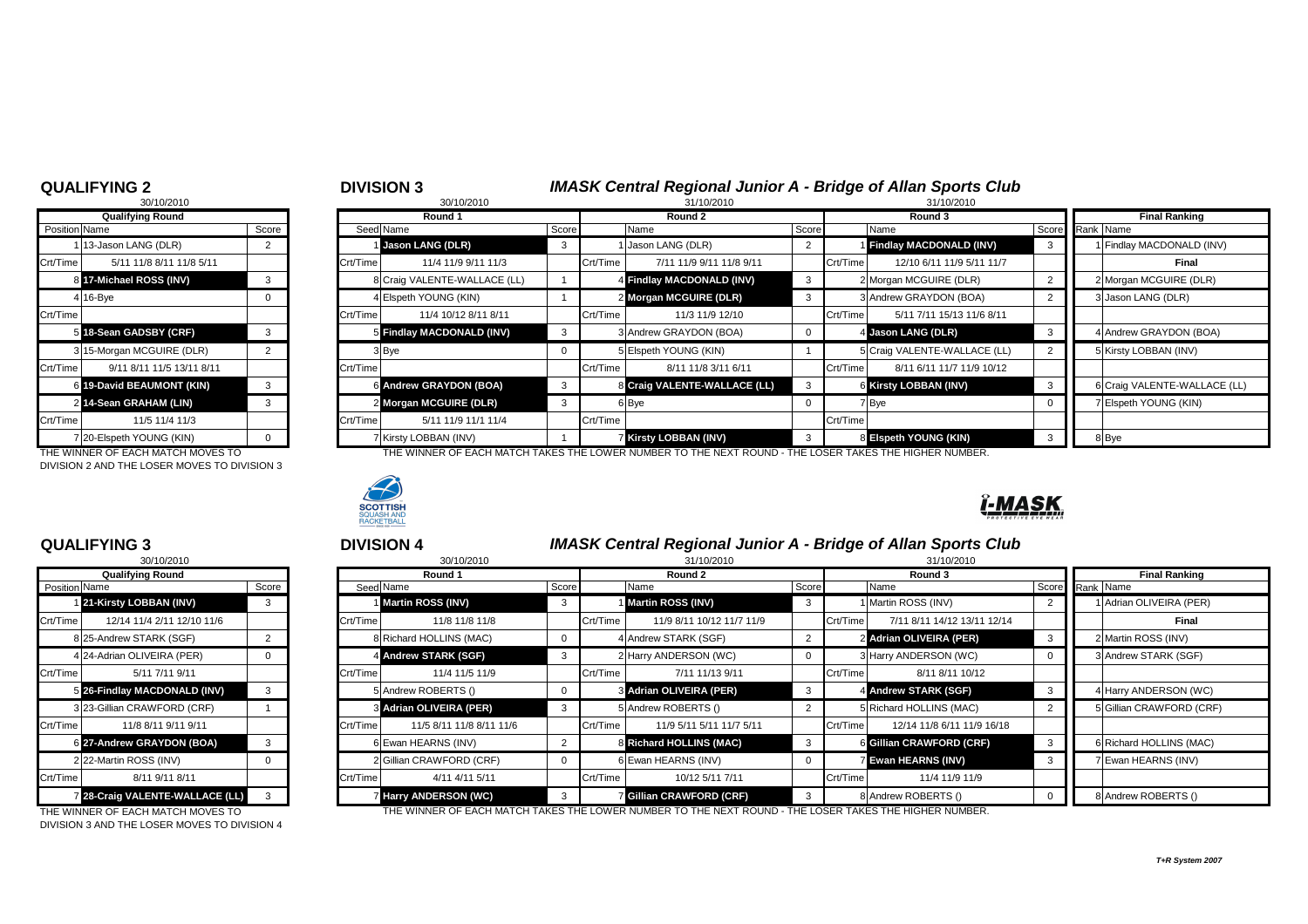## QUALIFYING 2

30/10/2010

| Qualifying Round | | |
|---|---|---|
| Position | Name | Score |
| 1 | 13-Jason LANG (DLR) | 2 |
| Crt/Time | 5/11 11/8 8/11 11/8 5/11 | |
| 8 | **17-Michael ROSS (INV)** | 3 |
| 4 | 16-Bye | 0 |
| Crt/Time | | |
| 5 | **18-Sean GADSBY (CRF)** | 3 |
| 3 | 15-Morgan MCGUIRE (DLR) | 2 |
| Crt/Time | 9/11 8/11 11/5 13/11 8/11 | |
| 6 | **19-David BEAUMONT (KIN)** | 3 |
| 2 | **14-Sean GRAHAM (LIN)** | 3 |
| Crt/Time | 11/5 11/4 11/3 | |
| 7 | 20-Elspeth YOUNG (KIN) | 0 |

THE WINNER OF EACH MATCH MOVES TO DIVISION 2 AND THE LOSER MOVES TO DIVISION 3

## DIVISION 3

### *IMASK Central Regional Junior A - Bridge of Allan Sports Club*

| Round 1 (30/10/2010) | | | Round 2 (31/10/2010) | | | Round 3 (31/10/2010) | | | Final Ranking | |
|---|---|---|---|---|---|---|---|---|---|---|
| Seed | Name | Score | | Name | Score | | Name | Score | Rank | Name |
| 1 | **Jason LANG (DLR)** | 3 | 1 | Jason LANG (DLR) | 2 | 1 | **Findlay MACDONALD (INV)** | 3 | 1 | Findlay MACDONALD (INV) |
| Crt/Time | 11/4 11/9 9/11 11/3 | | Crt/Time | 7/11 11/9 9/11 11/8 9/11 | | Crt/Time | 12/10 6/11 11/9 5/11 11/7 | | | **Final** |
| 8 | Craig VALENTE-WALLACE (LL) | 1 | 4 | **Findlay MACDONALD (INV)** | 3 | 2 | Morgan MCGUIRE (DLR) | 2 | 2 | Morgan MCGUIRE (DLR) |
| 4 | Elspeth YOUNG (KIN) | 1 | 2 | **Morgan MCGUIRE (DLR)** | 3 | 3 | Andrew GRAYDON (BOA) | 2 | 3 | Jason LANG (DLR) |
| Crt/Time | 11/4 10/12 8/11 8/11 | | Crt/Time | 11/3 11/9 12/10 | | Crt/Time | 5/11 7/11 15/13 11/6 8/11 | | | |
| 5 | **Findlay MACDONALD (INV)** | 3 | 3 | Andrew GRAYDON (BOA) | 0 | 4 | **Jason LANG (DLR)** | 3 | 4 | Andrew GRAYDON (BOA) |
| 3 | Bye | 0 | 5 | Elspeth YOUNG (KIN) | 1 | 5 | Craig VALENTE-WALLACE (LL) | 2 | 5 | Kirsty LOBBAN (INV) |
| Crt/Time | | | Crt/Time | 8/11 11/8 3/11 6/11 | | Crt/Time | 8/11 6/11 11/7 11/9 10/12 | | | |
| 6 | **Andrew GRAYDON (BOA)** | 3 | 8 | **Craig VALENTE-WALLACE (LL)** | 3 | 6 | **Kirsty LOBBAN (INV)** | 3 | 6 | Craig VALENTE-WALLACE (LL) |
| 2 | **Morgan MCGUIRE (DLR)** | 3 | 6 | Bye | 0 | 7 | Bye | 0 | 7 | Elspeth YOUNG (KIN) |
| Crt/Time | 5/11 11/9 11/1 11/4 | | Crt/Time | | | Crt/Time | | | | |
| 7 | Kirsty LOBBAN (INV) | 1 | 7 | **Kirsty LOBBAN (INV)** | 3 | 8 | **Elspeth YOUNG (KIN)** | 3 | 8 | Bye |

THE WINNER OF EACH MATCH TAKES THE LOWER NUMBER TO THE NEXT ROUND - THE LOSER TAKES THE HIGHER NUMBER.

## QUALIFYING 3

30/10/2010

| Qualifying Round | | |
|---|---|---|
| Position | Name | Score |
| 1 | **21-Kirsty LOBBAN (INV)** | 3 |
| Crt/Time | 12/14 11/4 2/11 12/10 11/6 | |
| 8 | 25-Andrew STARK (SGF) | 2 |
| 4 | 24-Adrian OLIVEIRA (PER) | 0 |
| Crt/Time | 5/11 7/11 9/11 | |
| 5 | **26-Findlay MACDONALD (INV)** | 3 |
| 3 | 23-Gillian CRAWFORD (CRF) | 1 |
| Crt/Time | 11/8 8/11 9/11 9/11 | |
| 6 | **27-Andrew GRAYDON (BOA)** | 3 |
| 2 | 22-Martin ROSS (INV) | 0 |
| Crt/Time | 8/11 9/11 8/11 | |
| 7 | **28-Craig VALENTE-WALLACE (LL)** | 3 |

THE WINNER OF EACH MATCH MOVES TO DIVISION 3 AND THE LOSER MOVES TO DIVISION 4

## DIVISION 4

### *IMASK Central Regional Junior A - Bridge of Allan Sports Club*

| Round 1 (30/10/2010) | | | Round 2 (31/10/2010) | | | Round 3 (31/10/2010) | | | Final Ranking | |
|---|---|---|---|---|---|---|---|---|---|---|
| Seed | Name | Score | | Name | Score | | Name | Score | Rank | Name |
| 1 | **Martin ROSS (INV)** | 3 | 1 | **Martin ROSS (INV)** | 3 | 1 | Martin ROSS (INV) | 2 | 1 | Adrian OLIVEIRA (PER) |
| Crt/Time | 11/8 11/8 11/8 | | Crt/Time | 11/9 8/11 10/12 11/7 11/9 | | Crt/Time | 7/11 8/11 14/12 13/11 12/14 | | | **Final** |
| 8 | Richard HOLLINS (MAC) | 0 | 4 | Andrew STARK (SGF) | 2 | 2 | **Adrian OLIVEIRA (PER)** | 3 | 2 | Martin ROSS (INV) |
| 4 | **Andrew STARK (SGF)** | 3 | 2 | Harry ANDERSON (WC) | 0 | 3 | Harry ANDERSON (WC) | 0 | 3 | Andrew STARK (SGF) |
| Crt/Time | 11/4 11/5 11/9 | | Crt/Time | 7/11 11/13 9/11 | | Crt/Time | 8/11 8/11 10/12 | | | |
| 5 | Andrew ROBERTS () | 0 | 3 | **Adrian OLIVEIRA (PER)** | 3 | 4 | **Andrew STARK (SGF)** | 3 | 4 | Harry ANDERSON (WC) |
| 3 | **Adrian OLIVEIRA (PER)** | 3 | 5 | Andrew ROBERTS () | 2 | 5 | Richard HOLLINS (MAC) | 2 | 5 | Gillian CRAWFORD (CRF) |
| Crt/Time | 11/5 8/11 11/8 8/11 11/6 | | Crt/Time | 11/9 5/11 5/11 11/7 5/11 | | Crt/Time | 12/14 11/8 6/11 11/9 16/18 | | | |
| 6 | Ewan HEARNS (INV) | 2 | 8 | **Richard HOLLINS (MAC)** | 3 | 6 | **Gillian CRAWFORD (CRF)** | 3 | 6 | Richard HOLLINS (MAC) |
| 2 | Gillian CRAWFORD (CRF) | 0 | 6 | Ewan HEARNS (INV) | 0 | 7 | **Ewan HEARNS (INV)** | 3 | 7 | Ewan HEARNS (INV) |
| Crt/Time | 4/11 4/11 5/11 | | Crt/Time | 10/12 5/11 7/11 | | Crt/Time | 11/4 11/9 11/9 | | | |
| 7 | **Harry ANDERSON (WC)** | 3 | 7 | **Gillian CRAWFORD (CRF)** | 3 | 8 | Andrew ROBERTS () | 0 | 8 | Andrew ROBERTS () |

THE WINNER OF EACH MATCH TAKES THE LOWER NUMBER TO THE NEXT ROUND - THE LOSER TAKES THE HIGHER NUMBER.

*T+R System 2007*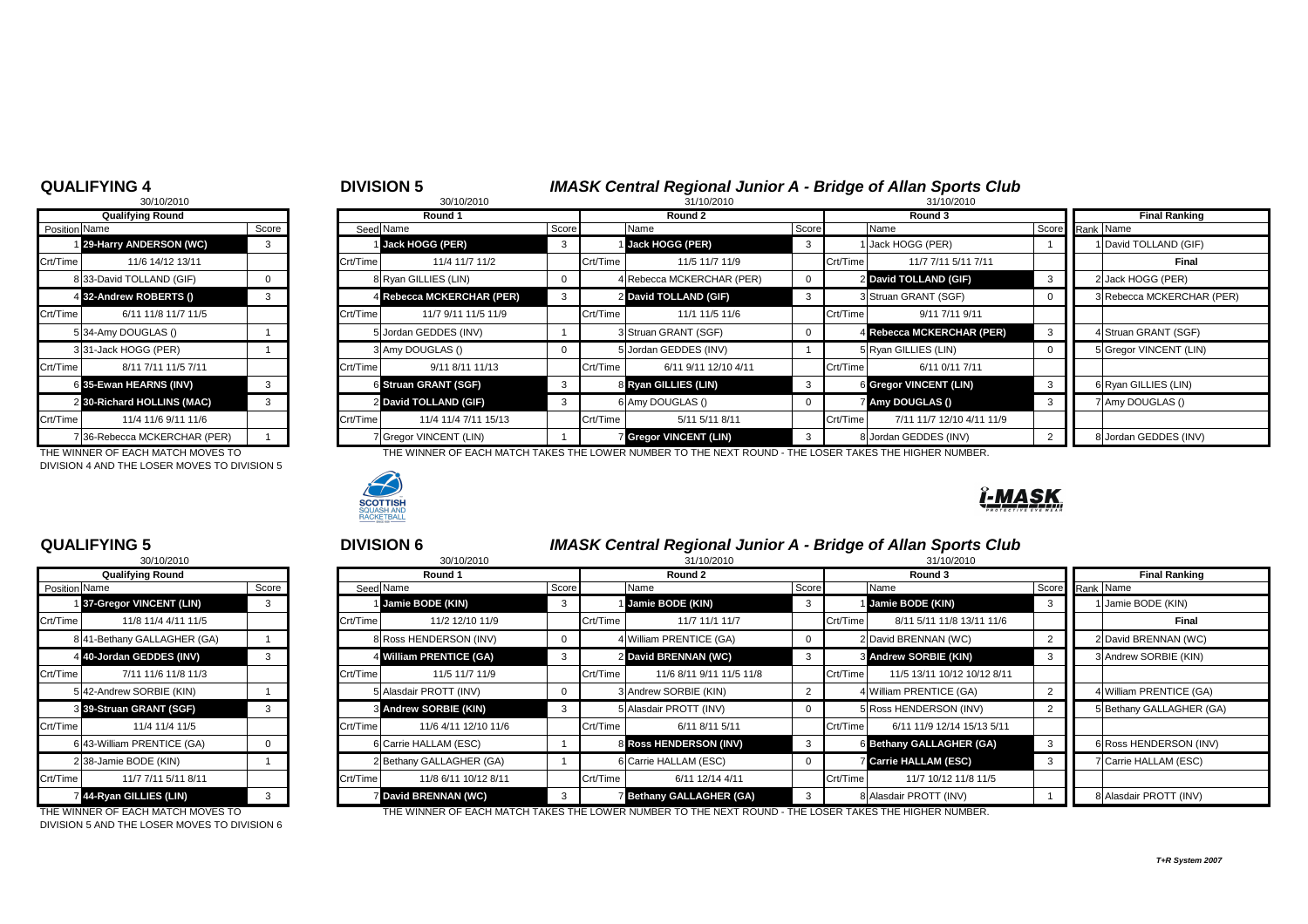## QUALIFYING 4

30/10/2010

| Position | Name | Score |
|---|---|---|
| | **Qualifying Round** | |
| 1 | **29-Harry ANDERSON (WC)** | 3 |
| Crt/Time | 11/6 14/12 13/11 | |
| 8 | 33-David TOLLAND (GIF) | 0 |
| 4 | **32-Andrew ROBERTS ()** | 3 |
| Crt/Time | 6/11 11/8 11/7 11/5 | |
| 5 | 34-Amy DOUGLAS () | 1 |
| 3 | 31-Jack HOGG (PER) | 1 |
| Crt/Time | 8/11 7/11 11/5 7/11 | |
| 6 | **35-Ewan HEARNS (INV)** | 3 |
| 2 | **30-Richard HOLLINS (MAC)** | 3 |
| Crt/Time | 11/4 11/6 9/11 11/6 | |
| 7 | 36-Rebecca MCKERCHAR (PER) | 1 |

THE WINNER OF EACH MATCH MOVES TO DIVISION 4 AND THE LOSER MOVES TO DIVISION 5

## DIVISION 5

### *IMASK Central Regional Junior A - Bridge of Allan Sports Club*

| Round 1 (30/10/2010) | | Score | Round 2 (31/10/2010) | | Score | Round 3 (31/10/2010) | | Score |
|---|---|---|---|---|---|---|---|---|
| Seed | Name | | | Name | | | Name | |
| 1 | **Jack HOGG (PER)** | 3 | 1 | **Jack HOGG (PER)** | 3 | 1 | Jack HOGG (PER) | 1 |
| Crt/Time | 11/4 11/7 11/2 | | Crt/Time | 11/5 11/7 11/9 | | Crt/Time | 11/7 7/11 5/11 7/11 | |
| 8 | Ryan GILLIES (LIN) | 0 | 4 | Rebecca MCKERCHAR (PER) | 0 | 2 | **David TOLLAND (GIF)** | 3 |
| 4 | **Rebecca MCKERCHAR (PER)** | 3 | 2 | **David TOLLAND (GIF)** | 3 | 3 | Struan GRANT (SGF) | 0 |
| Crt/Time | 11/7 9/11 11/5 11/9 | | Crt/Time | 11/1 11/5 11/6 | | Crt/Time | 9/11 7/11 9/11 | |
| 5 | Jordan GEDDES (INV) | 1 | 3 | Struan GRANT (SGF) | 0 | 4 | **Rebecca MCKERCHAR (PER)** | 3 |
| 3 | Amy DOUGLAS () | 0 | 5 | Jordan GEDDES (INV) | 1 | 5 | Ryan GILLIES (LIN) | 0 |
| Crt/Time | 9/11 8/11 11/13 | | Crt/Time | 6/11 9/11 12/10 4/11 | | Crt/Time | 6/11 0/11 7/11 | |
| 6 | **Struan GRANT (SGF)** | 3 | 8 | **Ryan GILLIES (LIN)** | 3 | 6 | **Gregor VINCENT (LIN)** | 3 |
| 2 | **David TOLLAND (GIF)** | 3 | 6 | Amy DOUGLAS () | 0 | 7 | **Amy DOUGLAS ()** | 3 |
| Crt/Time | 11/4 11/4 7/11 15/13 | | Crt/Time | 5/11 5/11 8/11 | | Crt/Time | 7/11 11/7 12/10 4/11 11/9 | |
| 7 | Gregor VINCENT (LIN) | 1 | 7 | **Gregor VINCENT (LIN)** | 3 | 8 | Jordan GEDDES (INV) | 2 |

| Rank | Final Ranking |
|---|---|
| 1 | David TOLLAND (GIF) |
| | **Final** |
| 2 | Jack HOGG (PER) |
| 3 | Rebecca MCKERCHAR (PER) |
| 4 | Struan GRANT (SGF) |
| 5 | Gregor VINCENT (LIN) |
| 6 | Ryan GILLIES (LIN) |
| 7 | Amy DOUGLAS () |
| 8 | Jordan GEDDES (INV) |

THE WINNER OF EACH MATCH TAKES THE LOWER NUMBER TO THE NEXT ROUND - THE LOSER TAKES THE HIGHER NUMBER.

## QUALIFYING 5

30/10/2010

| Position | Name | Score |
|---|---|---|
| | **Qualifying Round** | |
| 1 | **37-Gregor VINCENT (LIN)** | 3 |
| Crt/Time | 11/8 11/4 4/11 11/5 | |
| 8 | 41-Bethany GALLAGHER (GA) | 1 |
| 4 | **40-Jordan GEDDES (INV)** | 3 |
| Crt/Time | 7/11 11/6 11/8 11/3 | |
| 5 | 42-Andrew SORBIE (KIN) | 1 |
| 3 | **39-Struan GRANT (SGF)** | 3 |
| Crt/Time | 11/4 11/4 11/5 | |
| 6 | 43-William PRENTICE (GA) | 0 |
| 2 | 38-Jamie BODE (KIN) | 1 |
| Crt/Time | 11/7 7/11 5/11 8/11 | |
| 7 | **44-Ryan GILLIES (LIN)** | 3 |

THE WINNER OF EACH MATCH MOVES TO DIVISION 5 AND THE LOSER MOVES TO DIVISION 6

## DIVISION 6

### *IMASK Central Regional Junior A - Bridge of Allan Sports Club*

| Round 1 (30/10/2010) | | Score | Round 2 (31/10/2010) | | Score | Round 3 (31/10/2010) | | Score |
|---|---|---|---|---|---|---|---|---|
| Seed | Name | | | Name | | | Name | |
| 1 | **Jamie BODE (KIN)** | 3 | 1 | **Jamie BODE (KIN)** | 3 | 1 | **Jamie BODE (KIN)** | 3 |
| Crt/Time | 11/2 12/10 11/9 | | Crt/Time | 11/7 11/1 11/7 | | Crt/Time | 8/11 5/11 11/8 13/11 11/6 | |
| 8 | Ross HENDERSON (INV) | 0 | 4 | William PRENTICE (GA) | 0 | 2 | David BRENNAN (WC) | 2 |
| 4 | **William PRENTICE (GA)** | 3 | 2 | **David BRENNAN (WC)** | 3 | 3 | **Andrew SORBIE (KIN)** | 3 |
| Crt/Time | 11/5 11/7 11/9 | | Crt/Time | 11/6 8/11 9/11 11/5 11/8 | | Crt/Time | 11/5 13/11 10/12 10/12 8/11 | |
| 5 | Alasdair PROTT (INV) | 0 | 3 | Andrew SORBIE (KIN) | 2 | 4 | William PRENTICE (GA) | 2 |
| 3 | **Andrew SORBIE (KIN)** | 3 | 5 | Alasdair PROTT (INV) | 0 | 5 | Ross HENDERSON (INV) | 2 |
| Crt/Time | 11/6 4/11 12/10 11/6 | | Crt/Time | 6/11 8/11 5/11 | | Crt/Time | 6/11 11/9 12/14 15/13 5/11 | |
| 6 | Carrie HALLAM (ESC) | 1 | 8 | **Ross HENDERSON (INV)** | 3 | 6 | **Bethany GALLAGHER (GA)** | 3 |
| 2 | Bethany GALLAGHER (GA) | 1 | 6 | Carrie HALLAM (ESC) | 0 | 7 | **Carrie HALLAM (ESC)** | 3 |
| Crt/Time | 11/8 6/11 10/12 8/11 | | Crt/Time | 6/11 12/14 4/11 | | Crt/Time | 11/7 10/12 11/8 11/5 | |
| 7 | **David BRENNAN (WC)** | 3 | 7 | **Bethany GALLAGHER (GA)** | 3 | 8 | Alasdair PROTT (INV) | 1 |

| Rank | Final Ranking |
|---|---|
| 1 | Jamie BODE (KIN) |
| | **Final** |
| 2 | David BRENNAN (WC) |
| 3 | Andrew SORBIE (KIN) |
| 4 | William PRENTICE (GA) |
| 5 | Bethany GALLAGHER (GA) |
| 6 | Ross HENDERSON (INV) |
| 7 | Carrie HALLAM (ESC) |
| 8 | Alasdair PROTT (INV) |

THE WINNER OF EACH MATCH TAKES THE LOWER NUMBER TO THE NEXT ROUND - THE LOSER TAKES THE HIGHER NUMBER.

*T+R System 2007*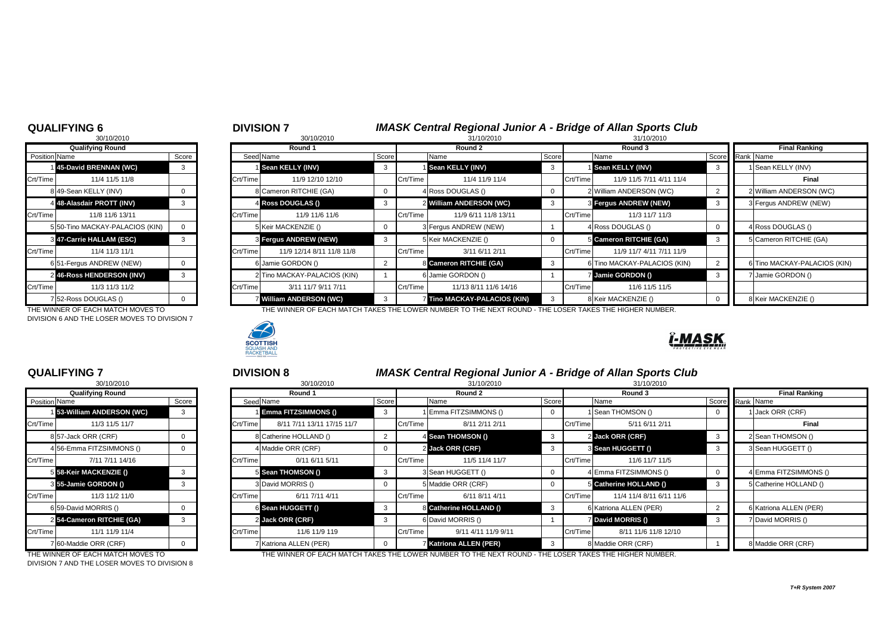## QUALIFYING 6

30/10/2010

| Qualifying Round | | |
|---|---|---|
| Position | Name | Score |
| 1 | 45-David BRENNAN (WC) | 3 |
| Crt/Time | 11/4 11/5 11/8 | |
| 8 | 49-Sean KELLY (INV) | 0 |
| 4 | 48-Alasdair PROTT (INV) | 3 |
| Crt/Time | 11/8 11/6 13/11 | |
| 5 | 50-Tino MACKAY-PALACIOS (KIN) | 0 |
| 3 | 47-Carrie HALLAM (ESC) | 3 |
| Crt/Time | 11/4 11/3 11/1 | |
| 6 | 51-Fergus ANDREW (NEW) | 0 |
| 2 | 46-Ross HENDERSON (INV) | 3 |
| Crt/Time | 11/3 11/3 11/2 | |
| 7 | 52-Ross DOUGLAS () | 0 |

THE WINNER OF EACH MATCH MOVES TO DIVISION 6 AND THE LOSER MOVES TO DIVISION 7

## DIVISION 7

### *IMASK Central Regional Junior A - Bridge of Allan Sports Club*

| Round 1 (30/10/2010) | | | Round 2 (31/10/2010) | | | Round 3 (31/10/2010) | | | Final Ranking | |
|---|---|---|---|---|---|---|---|---|---|---|
| Seed | Name | Score | | Name | Score | | Name | Score | Rank | Name |
| 1 | Sean KELLY (INV) | 3 | 1 | Sean KELLY (INV) | 3 | 1 | Sean KELLY (INV) | 3 | 1 | Sean KELLY (INV) |
| Crt/Time | 11/9 12/10 12/10 | | Crt/Time | 11/4 11/9 11/4 | | Crt/Time | 11/9 11/5 7/11 4/11 11/4 | | | Final |
| 8 | Cameron RITCHIE (GA) | 0 | 4 | Ross DOUGLAS () | 0 | 2 | William ANDERSON (WC) | 2 | 2 | William ANDERSON (WC) |
| 4 | Ross DOUGLAS () | 3 | 2 | William ANDERSON (WC) | 3 | 3 | Fergus ANDREW (NEW) | 3 | 3 | Fergus ANDREW (NEW) |
| Crt/Time | 11/9 11/6 11/6 | | Crt/Time | 11/9 6/11 11/8 13/11 | | Crt/Time | 11/3 11/7 11/3 | | | |
| 5 | Keir MACKENZIE () | 0 | 3 | Fergus ANDREW (NEW) | 1 | 4 | Ross DOUGLAS () | 0 | 4 | Ross DOUGLAS () |
| 3 | Fergus ANDREW (NEW) | 3 | 5 | Keir MACKENZIE () | 0 | 5 | Cameron RITCHIE (GA) | 3 | 5 | Cameron RITCHIE (GA) |
| Crt/Time | 11/9 12/14 8/11 11/8 11/8 | | Crt/Time | 3/11 6/11 2/11 | | Crt/Time | 11/9 11/7 4/11 7/11 11/9 | | | |
| 6 | Jamie GORDON () | 2 | 8 | Cameron RITCHIE (GA) | 3 | 6 | Tino MACKAY-PALACIOS (KIN) | 2 | 6 | Tino MACKAY-PALACIOS (KIN) |
| 2 | Tino MACKAY-PALACIOS (KIN) | 1 | 6 | Jamie GORDON () | 1 | 7 | Jamie GORDON () | 3 | 7 | Jamie GORDON () |
| Crt/Time | 3/11 11/7 9/11 7/11 | | Crt/Time | 11/13 8/11 11/6 14/16 | | Crt/Time | 11/6 11/5 11/5 | | | |
| 7 | William ANDERSON (WC) | 3 | 7 | Tino MACKAY-PALACIOS (KIN) | 3 | 8 | Keir MACKENZIE () | 0 | 8 | Keir MACKENZIE () |

THE WINNER OF EACH MATCH TAKES THE LOWER NUMBER TO THE NEXT ROUND - THE LOSER TAKES THE HIGHER NUMBER.

## QUALIFYING 7

30/10/2010

| Qualifying Round | | |
|---|---|---|
| Position | Name | Score |
| 1 | 53-William ANDERSON (WC) | 3 |
| Crt/Time | 11/3 11/5 11/7 | |
| 8 | 57-Jack ORR (CRF) | 0 |
| 4 | 56-Emma FITZSIMMONS () | 0 |
| Crt/Time | 7/11 7/11 14/16 | |
| 5 | 58-Keir MACKENZIE () | 3 |
| 3 | 55-Jamie GORDON () | 3 |
| Crt/Time | 11/3 11/2 11/0 | |
| 6 | 59-David MORRIS () | 0 |
| 2 | 54-Cameron RITCHIE (GA) | 3 |
| Crt/Time | 11/1 11/9 11/4 | |
| 7 | 60-Maddie ORR (CRF) | 0 |

THE WINNER OF EACH MATCH MOVES TO DIVISION 7 AND THE LOSER MOVES TO DIVISION 8

## DIVISION 8

### *IMASK Central Regional Junior A - Bridge of Allan Sports Club*

| Round 1 (30/10/2010) | | | Round 2 (31/10/2010) | | | Round 3 (31/10/2010) | | | Final Ranking | |
|---|---|---|---|---|---|---|---|---|---|---|
| Seed | Name | Score | | Name | Score | | Name | Score | Rank | Name |
| 1 | Emma FITZSIMMONS () | 3 | 1 | Emma FITZSIMMONS () | 0 | 1 | Sean THOMSON () | 0 | 1 | Jack ORR (CRF) |
| Crt/Time | 8/11 7/11 13/11 17/15 11/7 | | Crt/Time | 8/11 2/11 2/11 | | Crt/Time | 5/11 6/11 2/11 | | | Final |
| 8 | Catherine HOLLAND () | 2 | 4 | Sean THOMSON () | 3 | 2 | Jack ORR (CRF) | 3 | 2 | Sean THOMSON () |
| 4 | Maddie ORR (CRF) | 0 | 2 | Jack ORR (CRF) | 3 | 3 | Sean HUGGETT () | 3 | 3 | Sean HUGGETT () |
| Crt/Time | 0/11 6/11 5/11 | | Crt/Time | 11/5 11/4 11/7 | | Crt/Time | 11/6 11/7 11/5 | | | |
| 5 | Sean THOMSON () | 3 | 3 | Sean HUGGETT () | 0 | 4 | Emma FITZSIMMONS () | 0 | 4 | Emma FITZSIMMONS () |
| 3 | David MORRIS () | 0 | 5 | Maddie ORR (CRF) | 0 | 5 | Catherine HOLLAND () | 3 | 5 | Catherine HOLLAND () |
| Crt/Time | 6/11 7/11 4/11 | | Crt/Time | 6/11 8/11 4/11 | | Crt/Time | 11/4 11/4 8/11 6/11 11/6 | | | |
| 6 | Sean HUGGETT () | 3 | 8 | Catherine HOLLAND () | 3 | 6 | Katriona ALLEN (PER) | 2 | 6 | Katriona ALLEN (PER) |
| 2 | Jack ORR (CRF) | 3 | 6 | David MORRIS () | 1 | 7 | David MORRIS () | 3 | 7 | David MORRIS () |
| Crt/Time | 11/6 11/9 119 | | Crt/Time | 9/11 4/11 11/9 9/11 | | Crt/Time | 8/11 11/6 11/8 12/10 | | | |
| 7 | Katriona ALLEN (PER) | 0 | 7 | Katriona ALLEN (PER) | 3 | 8 | Maddie ORR (CRF) | 1 | 8 | Maddie ORR (CRF) |

THE WINNER OF EACH MATCH TAKES THE LOWER NUMBER TO THE NEXT ROUND - THE LOSER TAKES THE HIGHER NUMBER.

*T+R System 2007*